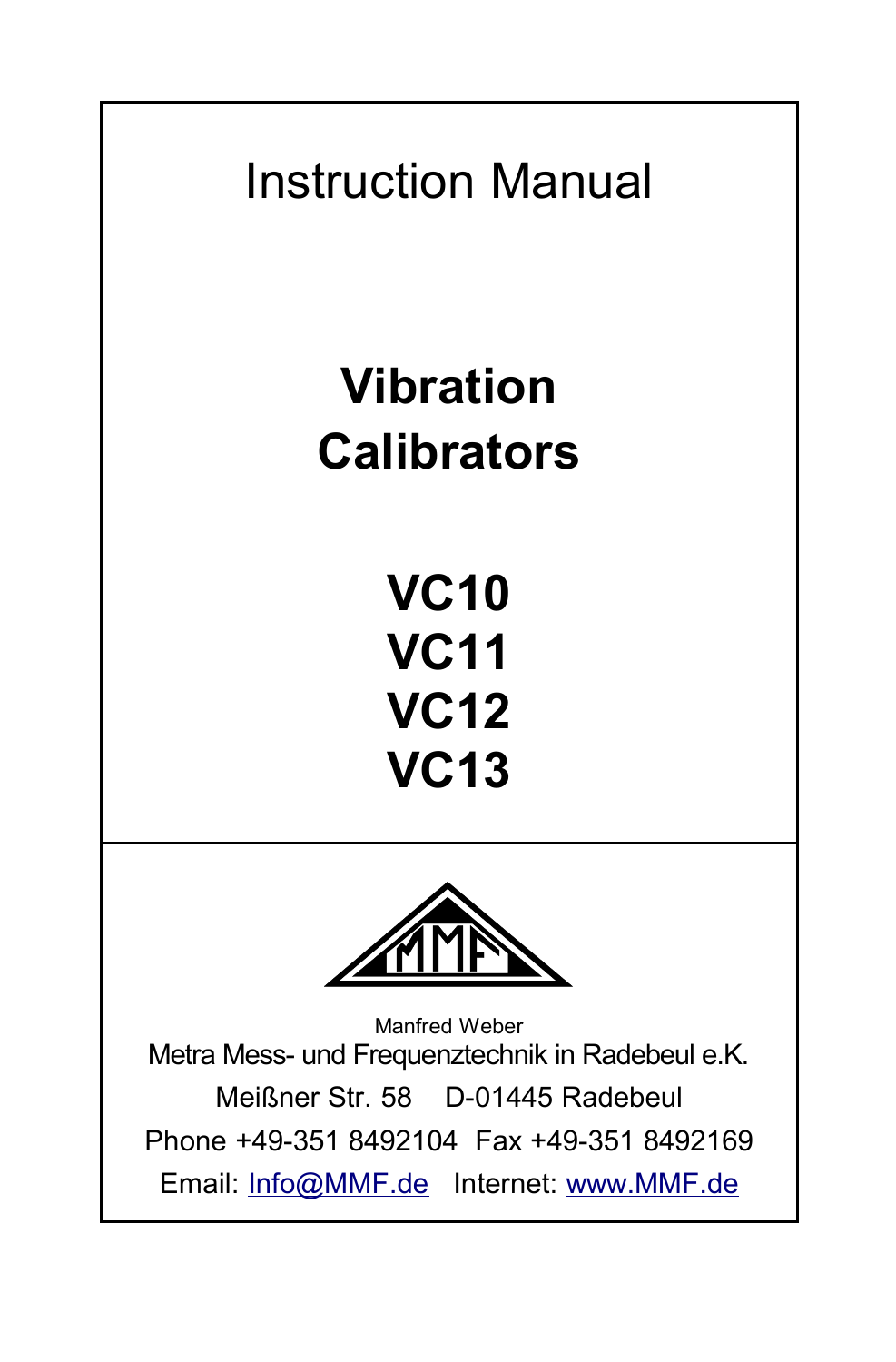# Instruction Manual

## Vibration Calibrators

## VC10
## VC11
## VC12
## VC13

Manfred Weber

Metra Mess- und Frequenztechnik in Radebeul e.K.

Meißner Str. 58    D-01445 Radebeul

Phone +49-351 8492104  Fax +49-351 8492169

Email: Info@MMF.de   Internet: www.MMF.de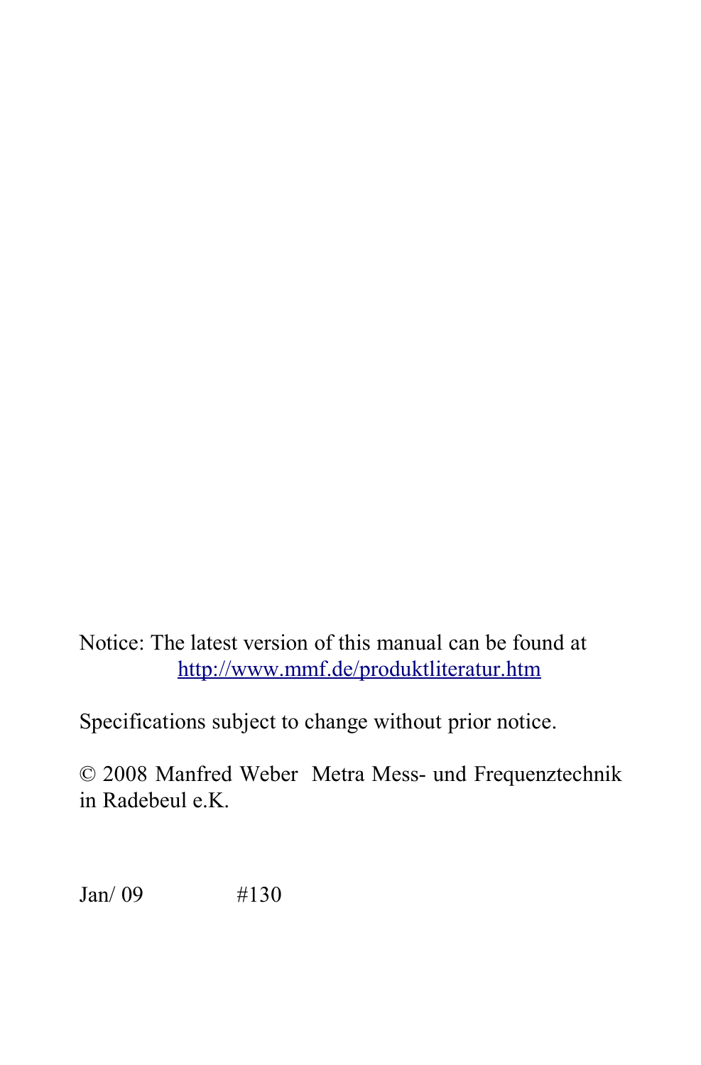Notice: The latest version of this manual can be found at
http://www.mmf.de/produktliteratur.htm

Specifications subject to change without prior notice.

© 2008 Manfred Weber Metra Mess- und Frequenztechnik in Radebeul e.K.

Jan/ 09 #130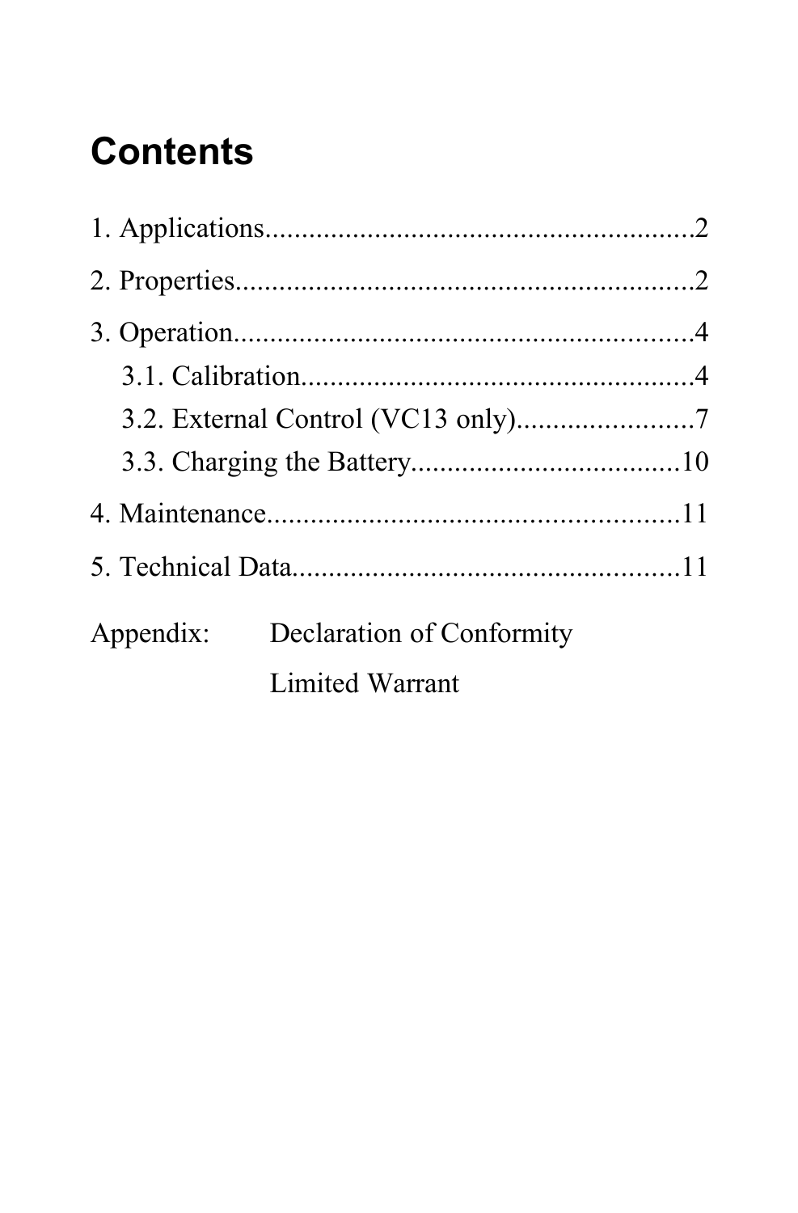# Contents

1. Applications............................................................2

2. Properties...............................................................2

3. Operation................................................................4
   - 3.1. Calibration......................................................4
   - 3.2. External Control (VC13 only).........................7
   - 3.3. Charging the Battery.......................................10

4. Maintenance.........................................................11

5. Technical Data.......................................................11

Appendix: Declaration of Conformity

Limited Warrant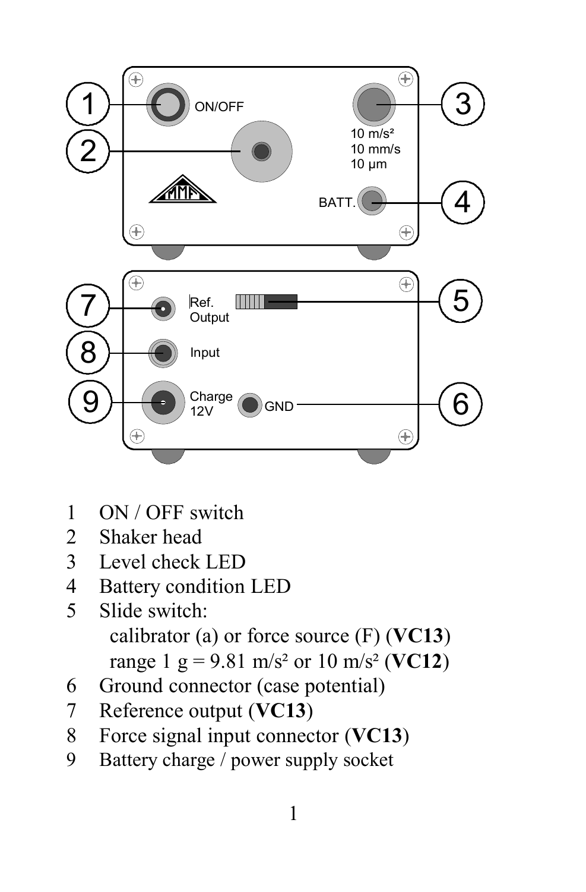1 ON / OFF switch
2 Shaker head
3 Level check LED
4 Battery condition LED
5 Slide switch:
   calibrator (a) or force source (F) (**VC13**)
   range 1 g = 9.81 m/s² or 10 m/s² (**VC12**)
6 Ground connector (case potential)
7 Reference output (**VC13**)
8 Force signal input connector (**VC13**)
9 Battery charge / power supply socket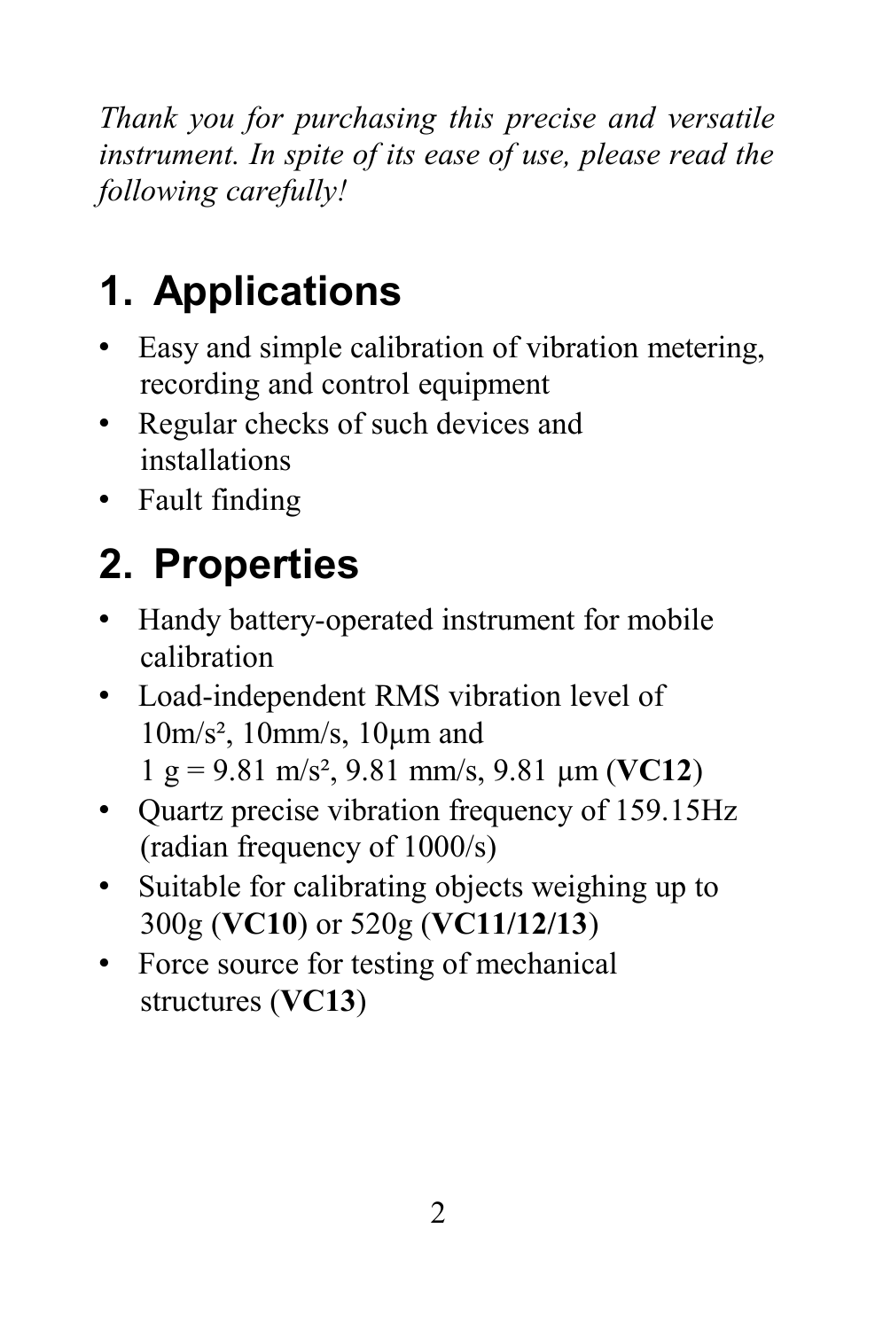*Thank you for purchasing this precise and versatile instrument. In spite of its ease of use, please read the following carefully!*

# 1. Applications

- Easy and simple calibration of vibration metering, recording and control equipment
- Regular checks of such devices and installations
- Fault finding

# 2. Properties

- Handy battery-operated instrument for mobile calibration
- Load-independent RMS vibration level of 10m/s², 10mm/s, 10µm and 1 g = 9.81 m/s², 9.81 mm/s, 9.81 µm (**VC12**)
- Quartz precise vibration frequency of 159.15Hz (radian frequency of 1000/s)
- Suitable for calibrating objects weighing up to 300g (**VC10**) or 520g (**VC11/12/13**)
- Force source for testing of mechanical structures (**VC13**)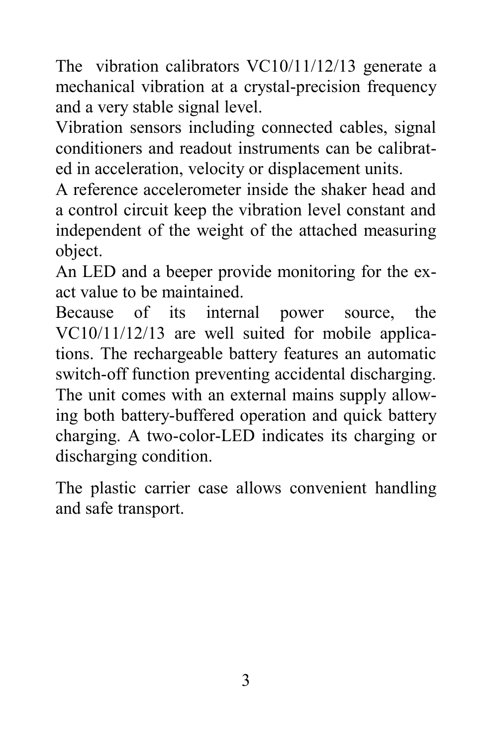The vibration calibrators VC10/11/12/13 generate a mechanical vibration at a crystal-precision frequency and a very stable signal level.

Vibration sensors including connected cables, signal conditioners and readout instruments can be calibrated in acceleration, velocity or displacement units.

A reference accelerometer inside the shaker head and a control circuit keep the vibration level constant and independent of the weight of the attached measuring object.

An LED and a beeper provide monitoring for the exact value to be maintained.

Because of its internal power source, the VC10/11/12/13 are well suited for mobile applications. The rechargeable battery features an automatic switch-off function preventing accidental discharging. The unit comes with an external mains supply allowing both battery-buffered operation and quick battery charging. A two-color-LED indicates its charging or discharging condition.

The plastic carrier case allows convenient handling and safe transport.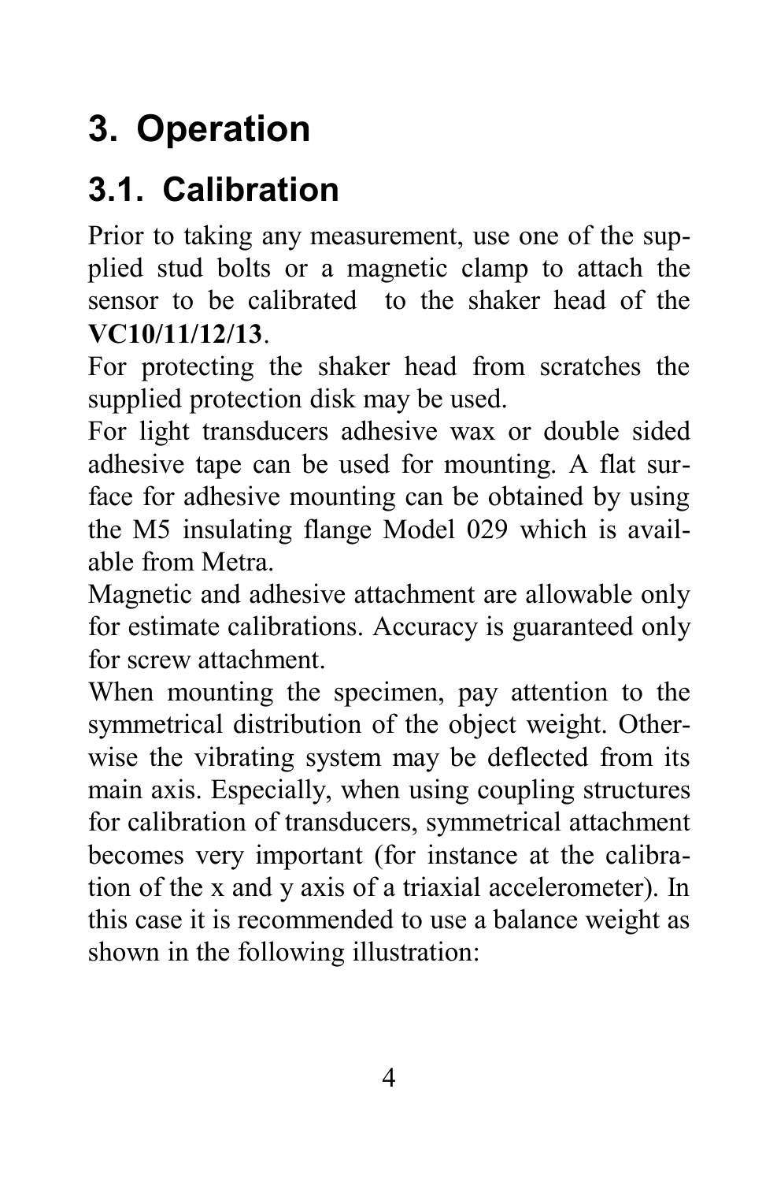# 3. Operation

## 3.1. Calibration

Prior to taking any measurement, use one of the supplied stud bolts or a magnetic clamp to attach the sensor to be calibrated to the shaker head of the **VC10/11/12/13**.

For protecting the shaker head from scratches the supplied protection disk may be used.

For light transducers adhesive wax or double sided adhesive tape can be used for mounting. A flat surface for adhesive mounting can be obtained by using the M5 insulating flange Model 029 which is available from Metra.

Magnetic and adhesive attachment are allowable only for estimate calibrations. Accuracy is guaranteed only for screw attachment.

When mounting the specimen, pay attention to the symmetrical distribution of the object weight. Otherwise the vibrating system may be deflected from its main axis. Especially, when using coupling structures for calibration of transducers, symmetrical attachment becomes very important (for instance at the calibration of the x and y axis of a triaxial accelerometer). In this case it is recommended to use a balance weight as shown in the following illustration: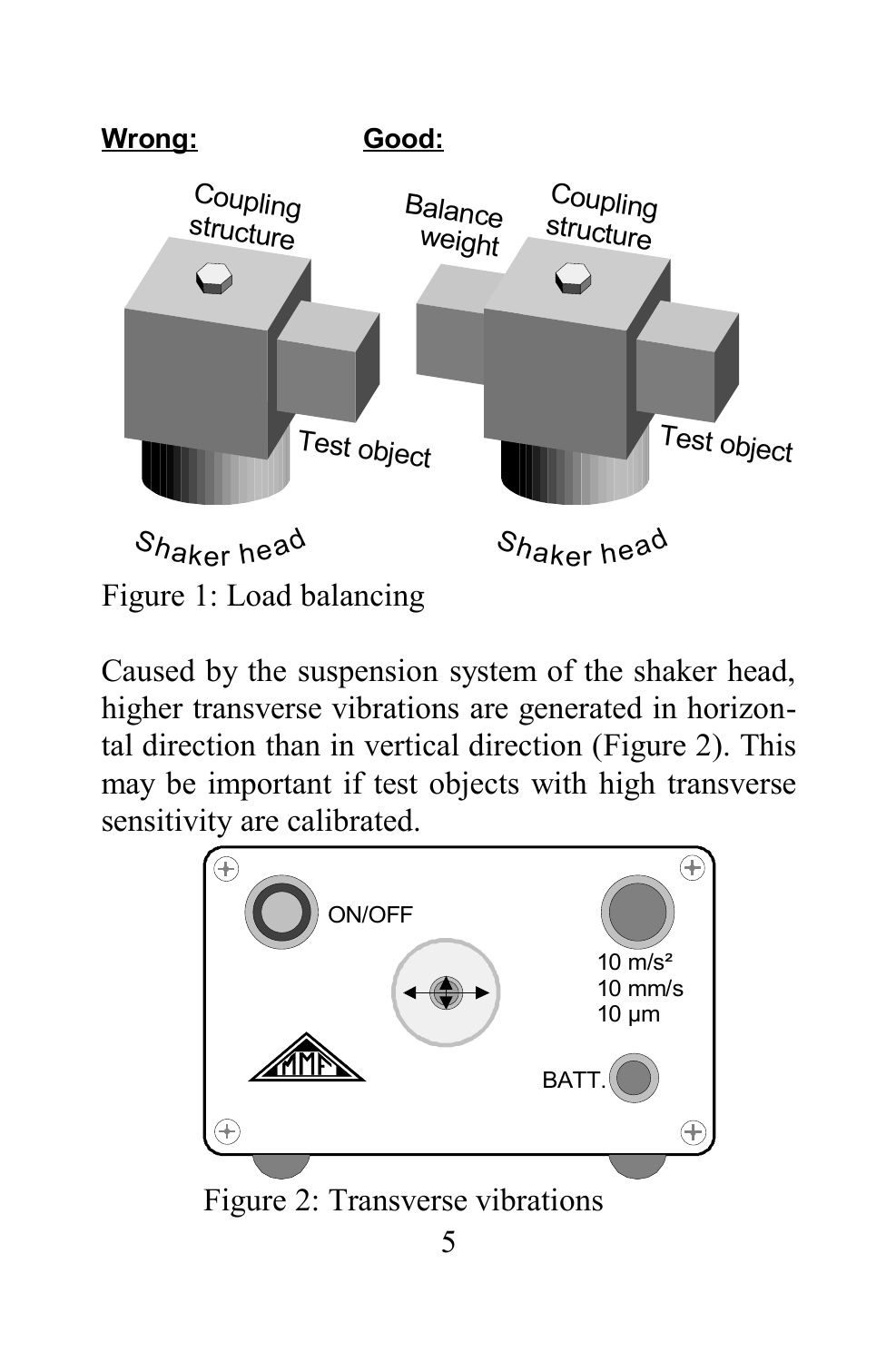**Wrong:** **Good:**

Figure 1: Load balancing

Caused by the suspension system of the shaker head, higher transverse vibrations are generated in horizontal direction than in vertical direction (Figure 2). This may be important if test objects with high transverse sensitivity are calibrated.

Figure 2: Transverse vibrations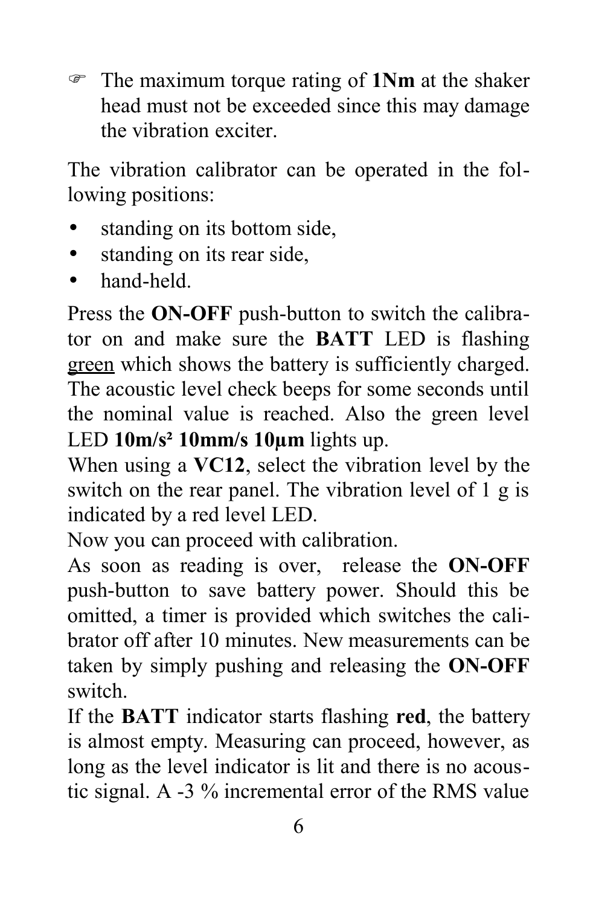☞ The maximum torque rating of **1Nm** at the shaker head must not be exceeded since this may damage the vibration exciter.

The vibration calibrator can be operated in the following positions:

- standing on its bottom side,
- standing on its rear side,
- hand-held.

Press the **ON-OFF** push-button to switch the calibrator on and make sure the **BATT** LED is flashing <u>green</u> which shows the battery is sufficiently charged. The acoustic level check beeps for some seconds until the nominal value is reached. Also the green level LED **10m/s² 10mm/s 10µm** lights up.

When using a **VC12**, select the vibration level by the switch on the rear panel. The vibration level of 1 g is indicated by a red level LED.

Now you can proceed with calibration.

As soon as reading is over, release the **ON-OFF** push-button to save battery power. Should this be omitted, a timer is provided which switches the calibrator off after 10 minutes. New measurements can be taken by simply pushing and releasing the **ON-OFF** switch.

If the **BATT** indicator starts flashing **red**, the battery is almost empty. Measuring can proceed, however, as long as the level indicator is lit and there is no acoustic signal. A -3 % incremental error of the RMS value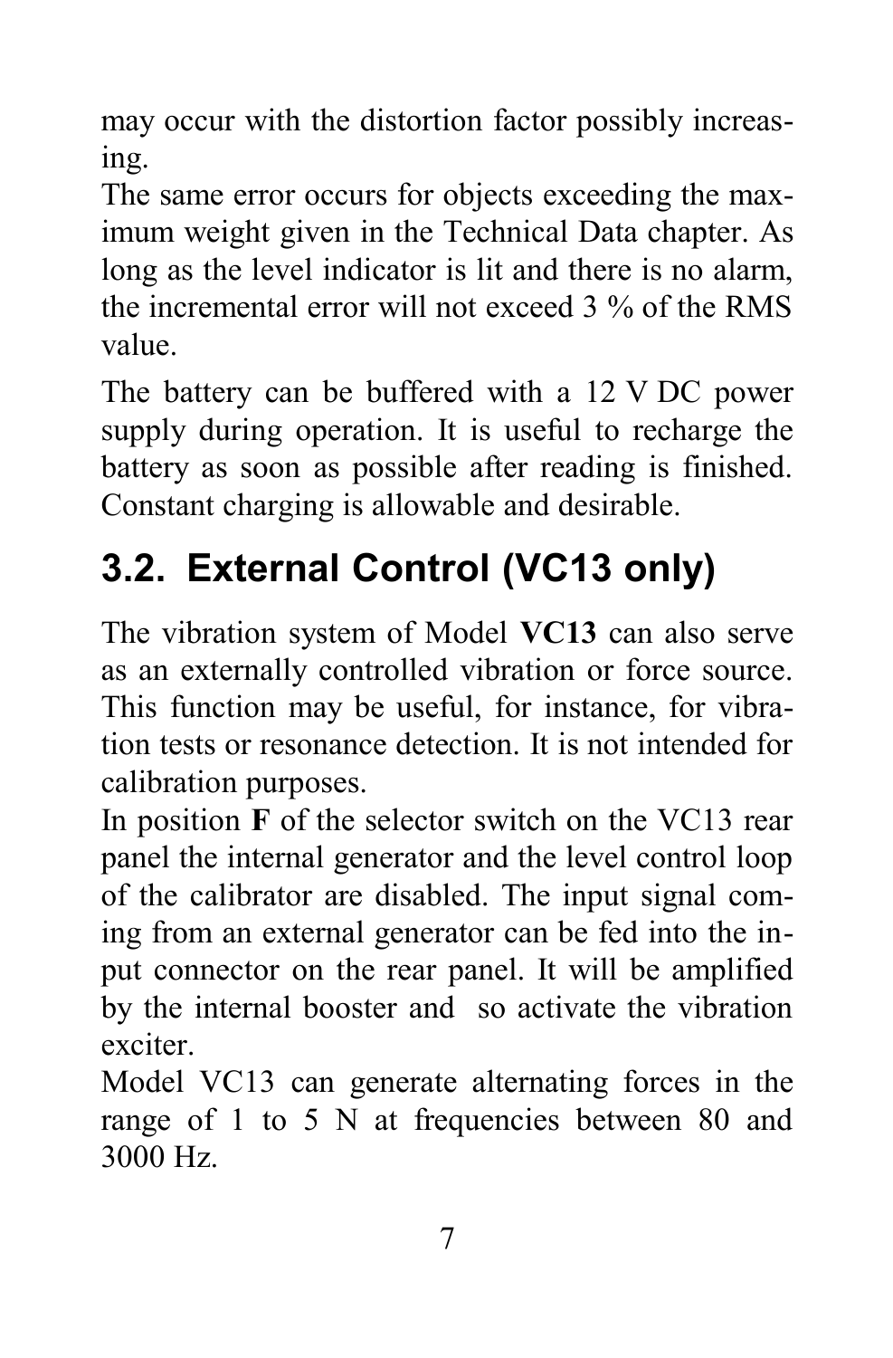may occur with the distortion factor possibly increasing.

The same error occurs for objects exceeding the maximum weight given in the Technical Data chapter. As long as the level indicator is lit and there is no alarm, the incremental error will not exceed 3 % of the RMS value.

The battery can be buffered with a 12 V DC power supply during operation. It is useful to recharge the battery as soon as possible after reading is finished. Constant charging is allowable and desirable.

## 3.2. External Control (VC13 only)

The vibration system of Model **VC13** can also serve as an externally controlled vibration or force source. This function may be useful, for instance, for vibration tests or resonance detection. It is not intended for calibration purposes.

In position **F** of the selector switch on the VC13 rear panel the internal generator and the level control loop of the calibrator are disabled. The input signal coming from an external generator can be fed into the input connector on the rear panel. It will be amplified by the internal booster and so activate the vibration exciter.

Model VC13 can generate alternating forces in the range of 1 to 5 N at frequencies between 80 and 3000 Hz.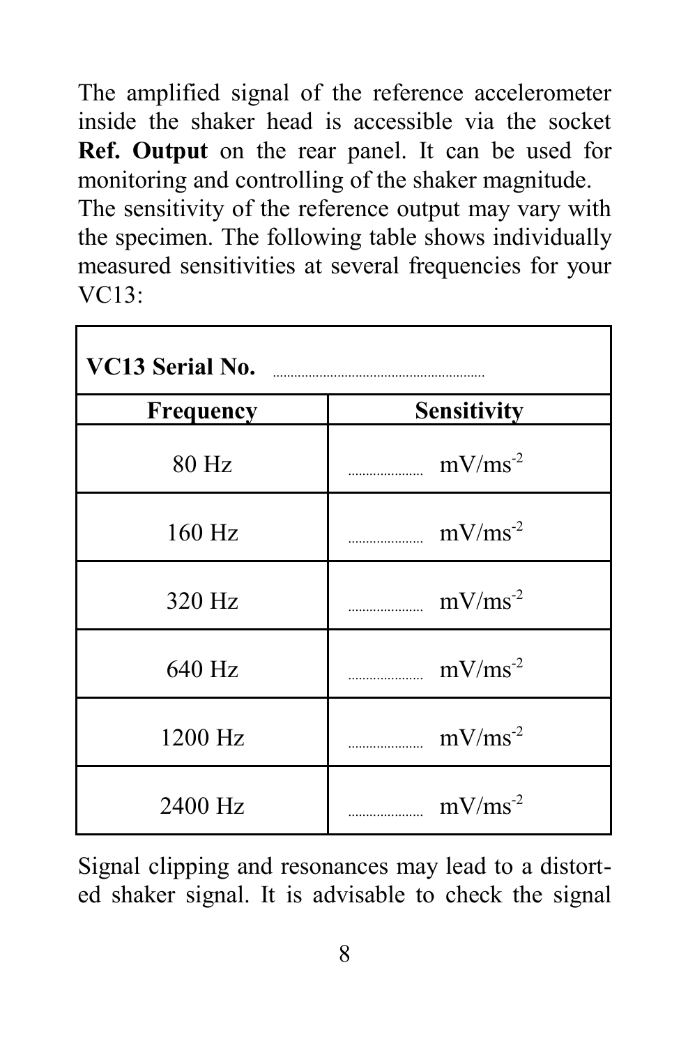The amplified signal of the reference accelerometer inside the shaker head is accessible via the socket **Ref. Output** on the rear panel. It can be used for monitoring and controlling of the shaker magnitude.
The sensitivity of the reference output may vary with the specimen. The following table shows individually measured sensitivities at several frequencies for your VC13:

| **VC13 Serial No.** ........................................ | |
|---|---|
| **Frequency** | **Sensitivity** |
| 80 Hz | .................... mV/ms$^{-2}$ |
| 160 Hz | .................... mV/ms$^{-2}$ |
| 320 Hz | .................... mV/ms$^{-2}$ |
| 640 Hz | .................... mV/ms$^{-2}$ |
| 1200 Hz | .................... mV/ms$^{-2}$ |
| 2400 Hz | .................... mV/ms$^{-2}$ |

Signal clipping and resonances may lead to a distorted shaker signal. It is advisable to check the signal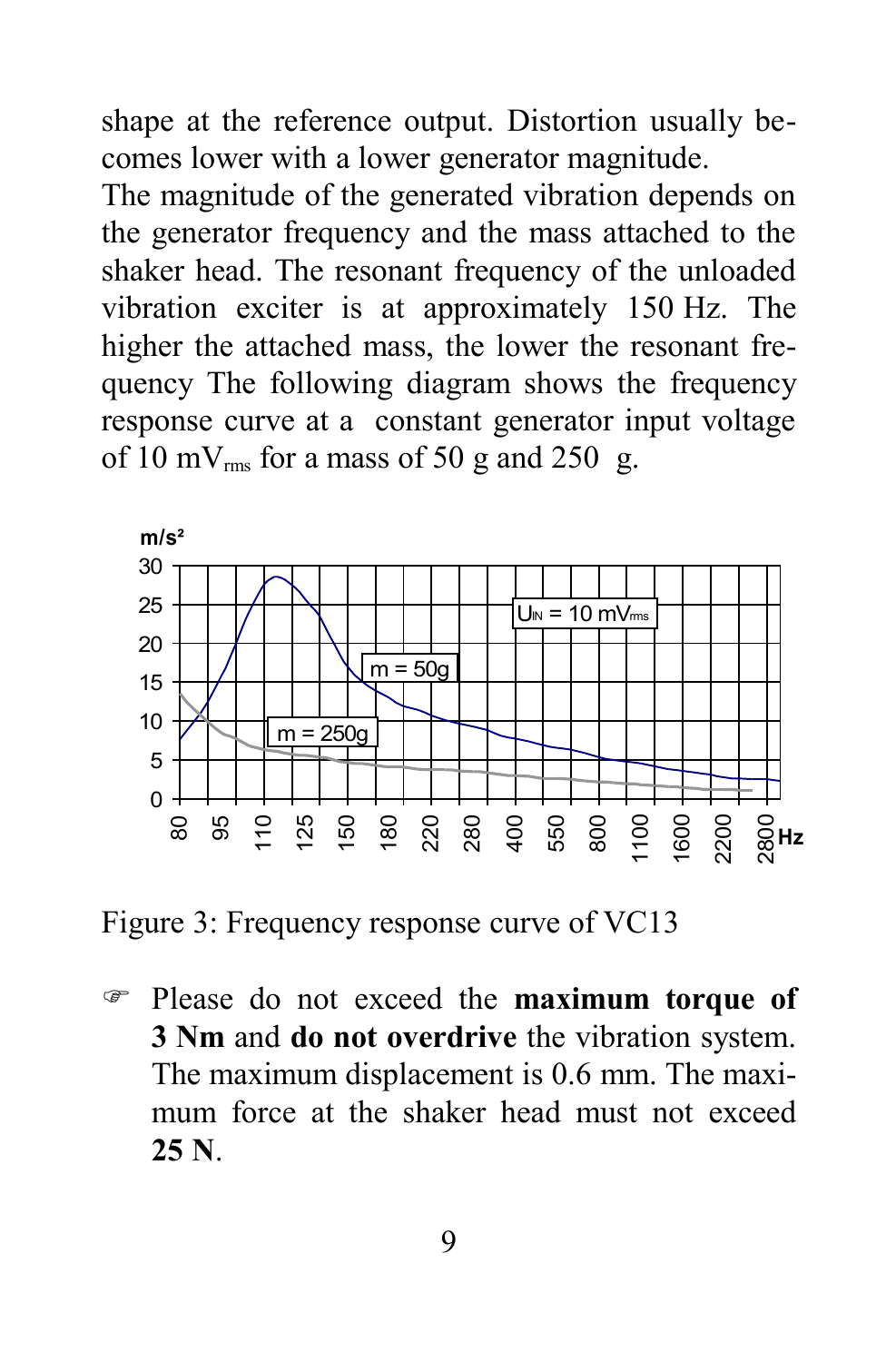shape at the reference output. Distortion usually becomes lower with a lower generator magnitude.

The magnitude of the generated vibration depends on the generator frequency and the mass attached to the shaker head. The resonant frequency of the unloaded vibration exciter is at approximately 150 Hz. The higher the attached mass, the lower the resonant frequency The following diagram shows the frequency response curve at a constant generator input voltage of 10 $mV_{rms}$ for a mass of 50 g and 250 g.

Figure 3: Frequency response curve of VC13

☞ Please do not exceed the **maximum torque of 3 Nm** and **do not overdrive** the vibration system. The maximum displacement is 0.6 mm. The maximum force at the shaker head must not exceed **25 N**.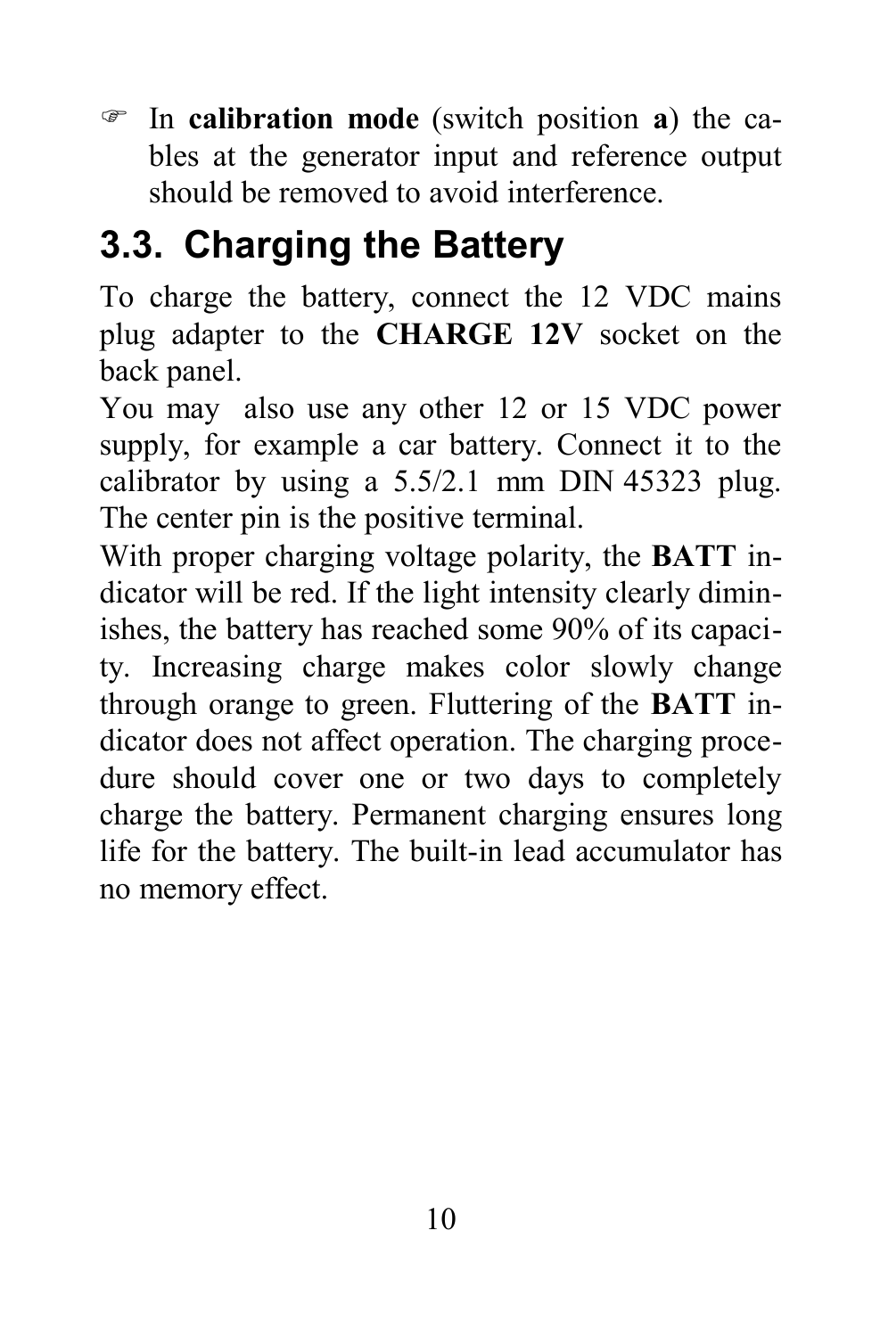☞ In **calibration mode** (switch position **a**) the cables at the generator input and reference output should be removed to avoid interference.

## 3.3. Charging the Battery

To charge the battery, connect the 12 VDC mains plug adapter to the **CHARGE 12V** socket on the back panel.

You may also use any other 12 or 15 VDC power supply, for example a car battery. Connect it to the calibrator by using a 5.5/2.1 mm DIN 45323 plug. The center pin is the positive terminal.

With proper charging voltage polarity, the **BATT** indicator will be red. If the light intensity clearly diminishes, the battery has reached some 90% of its capacity. Increasing charge makes color slowly change through orange to green. Fluttering of the **BATT** indicator does not affect operation. The charging procedure should cover one or two days to completely charge the battery. Permanent charging ensures long life for the battery. The built-in lead accumulator has no memory effect.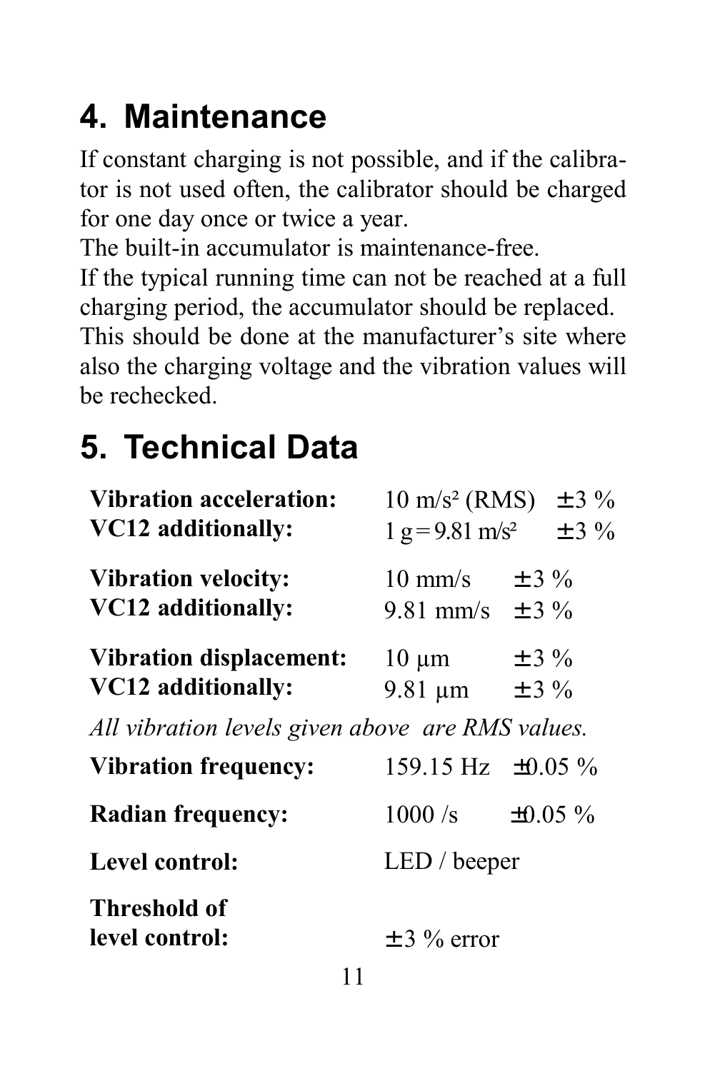# 4. Maintenance

If constant charging is not possible, and if the calibrator is not used often, the calibrator should be charged for one day once or twice a year.
The built-in accumulator is maintenance-free.
If the typical running time can not be reached at a full charging period, the accumulator should be replaced. This should be done at the manufacturer's site where also the charging voltage and the vibration values will be rechecked.

# 5. Technical Data

| | | |
|---|---|---|
| **Vibration acceleration:** | 10 m/s² (RMS) | ±3 % |
| **VC12 additionally:** | 1 g = 9.81 m/s² | ±3 % |
| **Vibration velocity:** | 10 mm/s | ±3 % |
| **VC12 additionally:** | 9.81 mm/s | ±3 % |
| **Vibration displacement:** | 10 µm | ±3 % |
| **VC12 additionally:** | 9.81 µm | ±3 % |

*All vibration levels given above are RMS values.*

| | | |
|---|---|---|
| **Vibration frequency:** | 159.15 Hz | ±0.05 % |
| **Radian frequency:** | 1000 /s | ±0.05 % |
| **Level control:** | LED / beeper | |
| **Threshold of level control:** | ±3 % error | |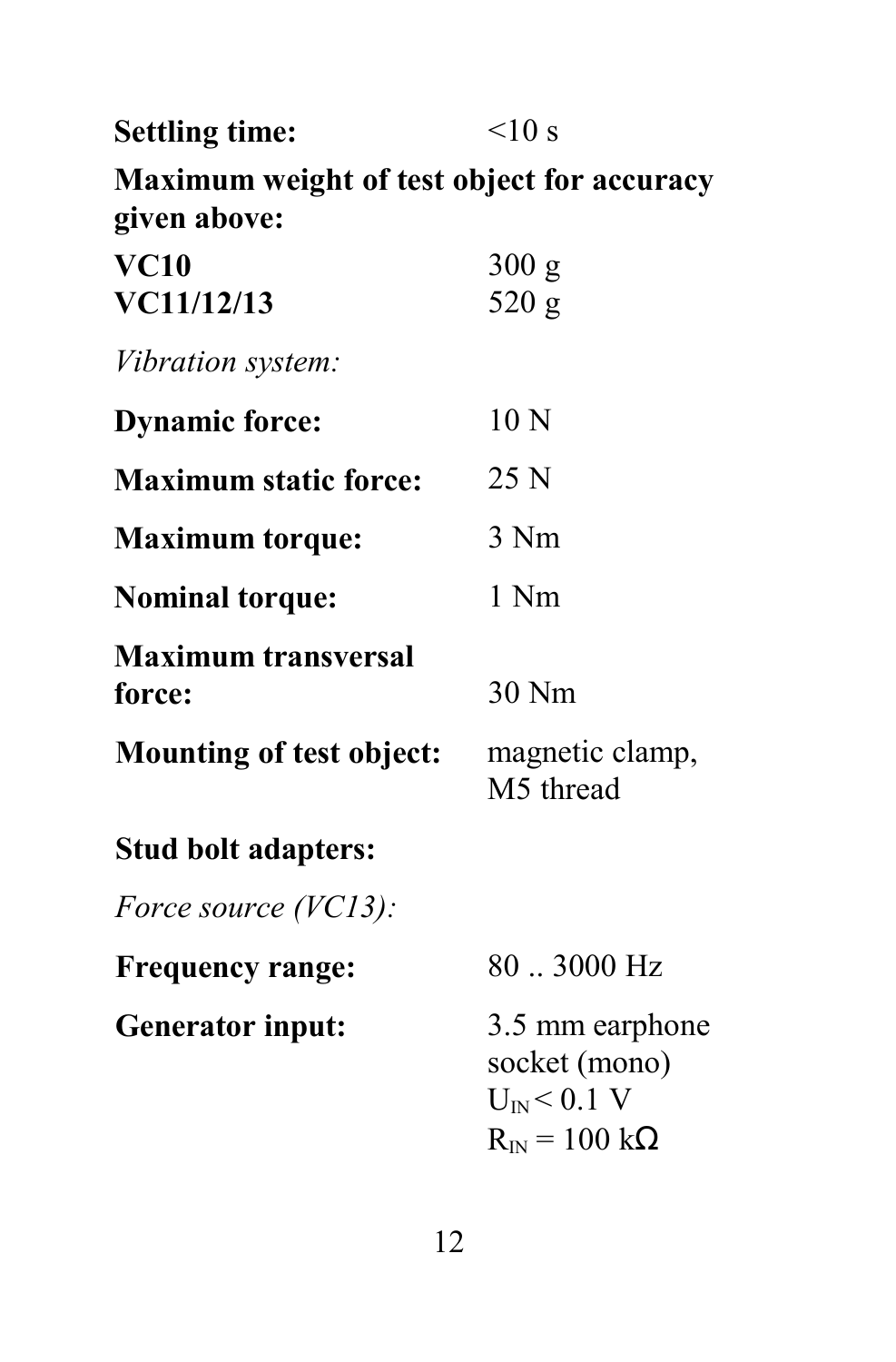**Settling time:** <10 s

**Maximum weight of test object for accuracy given above:**

**VC10** 300 g
**VC11/12/13** 520 g

*Vibration system:*

**Dynamic force:** 10 N

**Maximum static force:** 25 N

**Maximum torque:** 3 Nm

**Nominal torque:** 1 Nm

**Maximum transversal force:** 30 Nm

**Mounting of test object:** magnetic clamp, M5 thread

**Stud bolt adapters:**

*Force source (VC13):*

**Frequency range:** 80 .. 3000 Hz

**Generator input:** 3.5 mm earphone socket (mono)
$U_{IN} < 0.1$ V
$R_{IN} = 100$ kΩ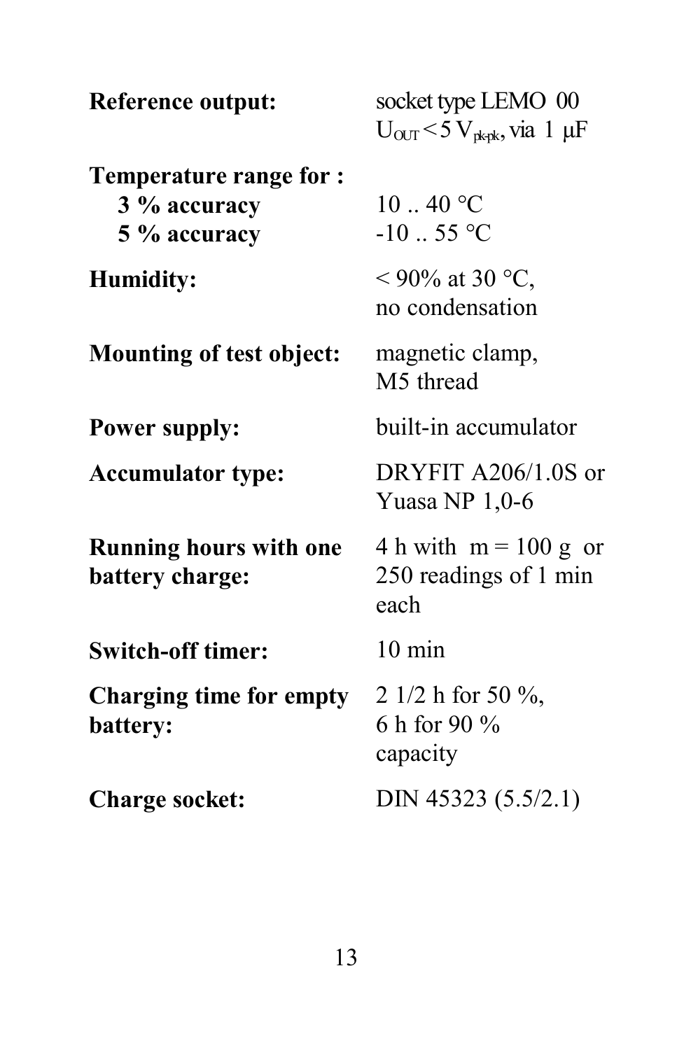| | |
|---|---|
| **Reference output:** | socket type LEMO 00<br>$U_{OUT} < 5\ V_{pk\text{-}pk}$, via 1 µF |
| **Temperature range for :** | |
| **3 % accuracy** | 10 .. 40 °C |
| **5 % accuracy** | -10 .. 55 °C |
| **Humidity:** | < 90% at 30 °C,<br>no condensation |
| **Mounting of test object:** | magnetic clamp,<br>M5 thread |
| **Power supply:** | built-in accumulator |
| **Accumulator type:** | DRYFIT A206/1.0S or<br>Yuasa NP 1,0-6 |
| **Running hours with one battery charge:** | 4 h with m = 100 g or<br>250 readings of 1 min each |
| **Switch-off timer:** | 10 min |
| **Charging time for empty battery:** | 2 1/2 h for 50 %,<br>6 h for 90 %<br>capacity |
| **Charge socket:** | DIN 45323 (5.5/2.1) |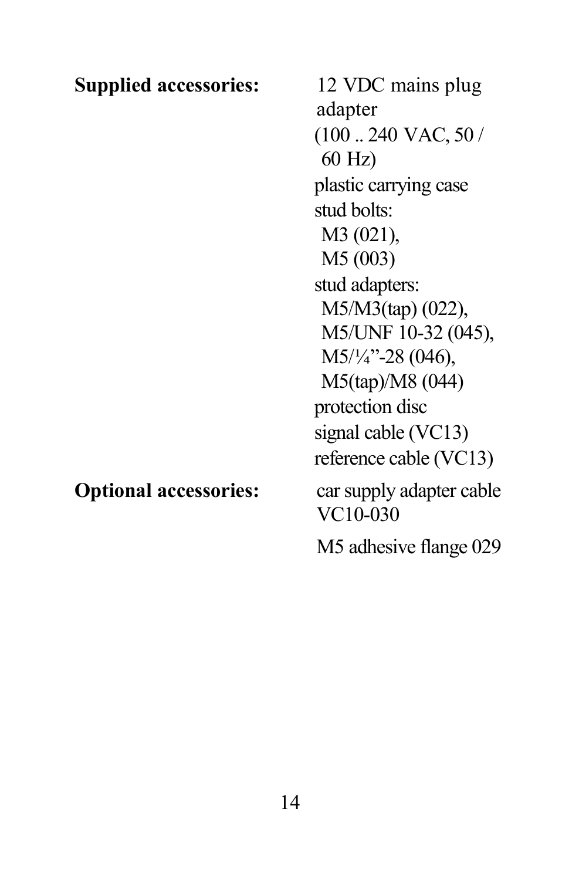| | |
|---|---|
| **Supplied accessories:** | 12 VDC mains plug adapter (100 .. 240 VAC, 50 / 60 Hz)<br>plastic carrying case<br>stud bolts:<br>M3 (021),<br>M5 (003)<br>stud adapters:<br>M5/M3(tap) (022),<br>M5/UNF 10-32 (045),<br>M5/¼"-28 (046),<br>M5(tap)/M8 (044)<br>protection disc<br>signal cable (VC13)<br>reference cable (VC13) |
| **Optional accessories:** | car supply adapter cable VC10-030<br>M5 adhesive flange 029 |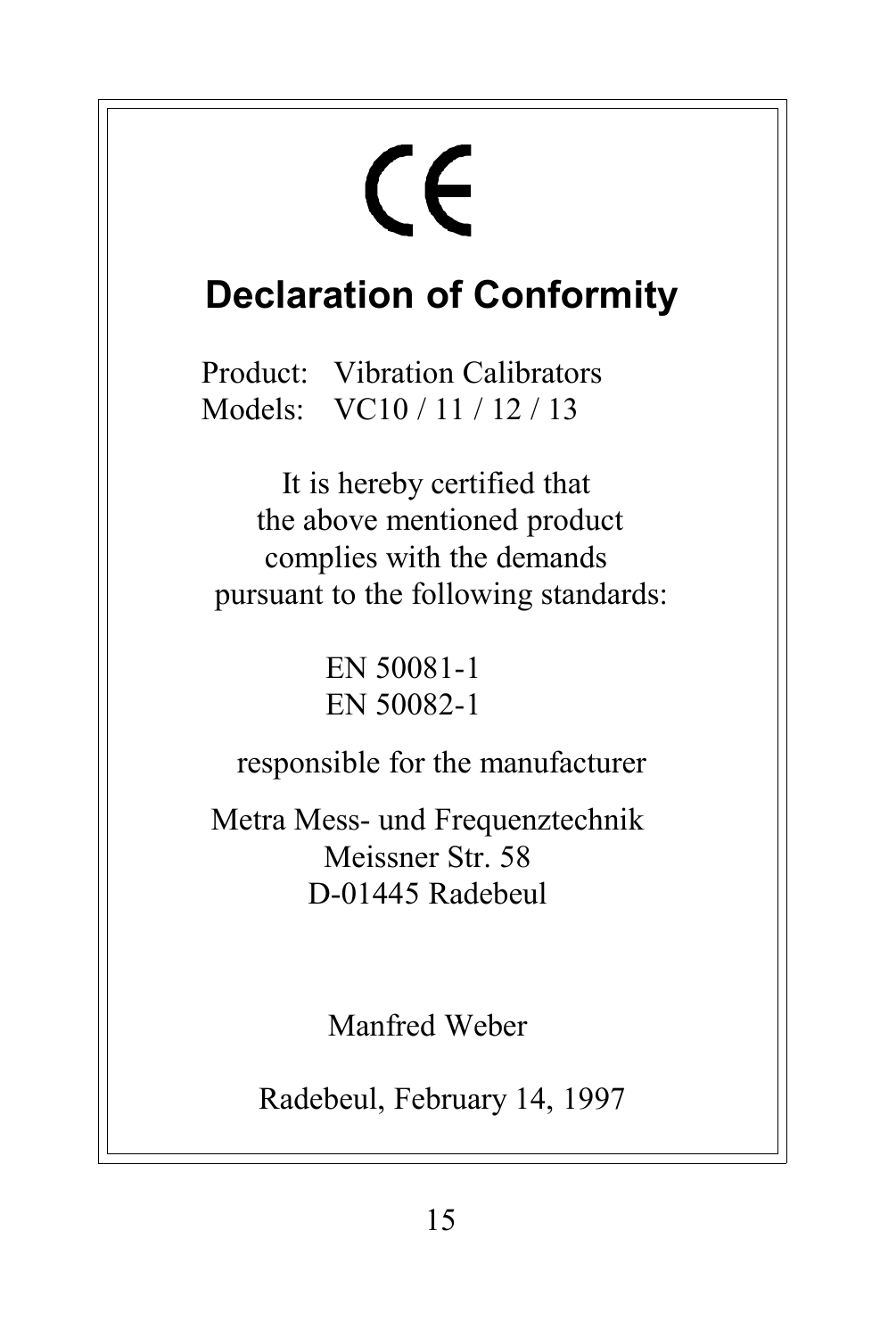CE

# Declaration of Conformity

Product: Vibration Calibrators
Models: VC10 / 11 / 12 / 13

It is hereby certified that
the above mentioned product
complies with the demands
pursuant to the following standards:

EN 50081-1
EN 50082-1

responsible for the manufacturer

Metra Mess- und Frequenztechnik
Meissner Str. 58
D-01445 Radebeul

Manfred Weber

Radebeul, February 14, 1997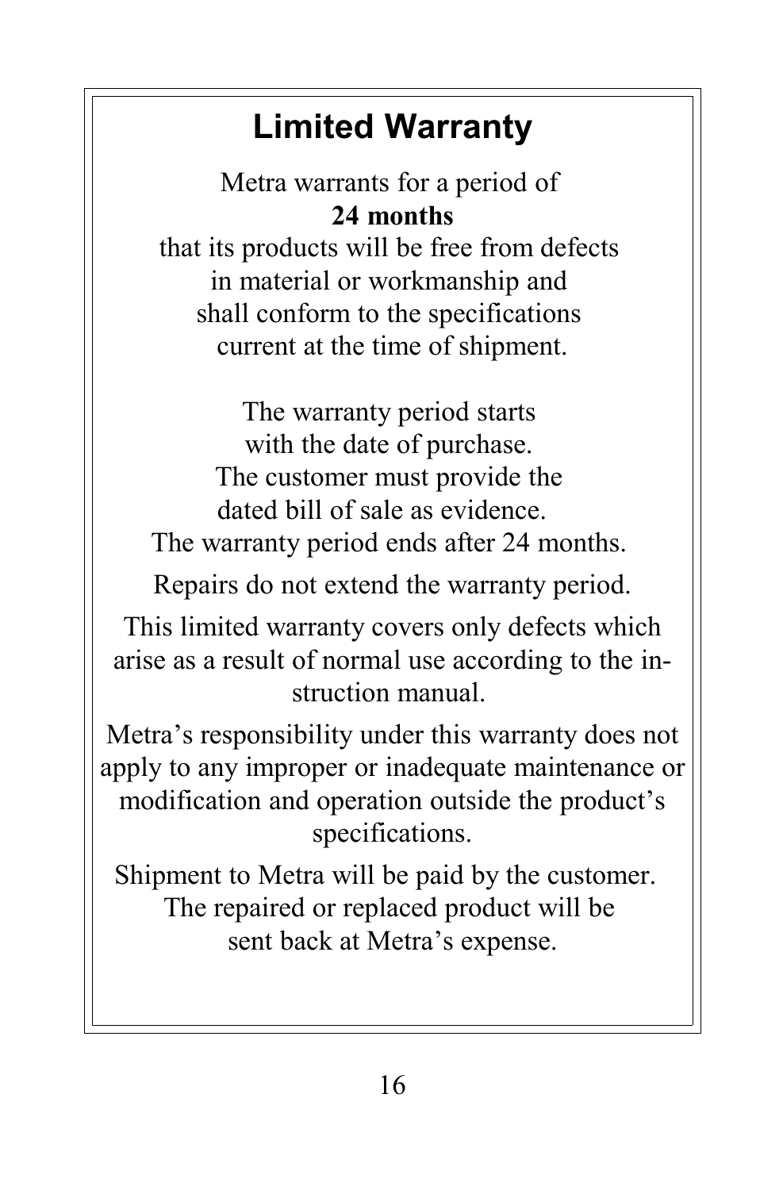# Limited Warranty

Metra warrants for a period of
**24 months**
that its products will be free from defects in material or workmanship and shall conform to the specifications current at the time of shipment.

The warranty period starts with the date of purchase. The customer must provide the dated bill of sale as evidence. The warranty period ends after 24 months.

Repairs do not extend the warranty period.

This limited warranty covers only defects which arise as a result of normal use according to the instruction manual.

Metra's responsibility under this warranty does not apply to any improper or inadequate maintenance or modification and operation outside the product's specifications.

Shipment to Metra will be paid by the customer. The repaired or replaced product will be sent back at Metra's expense.